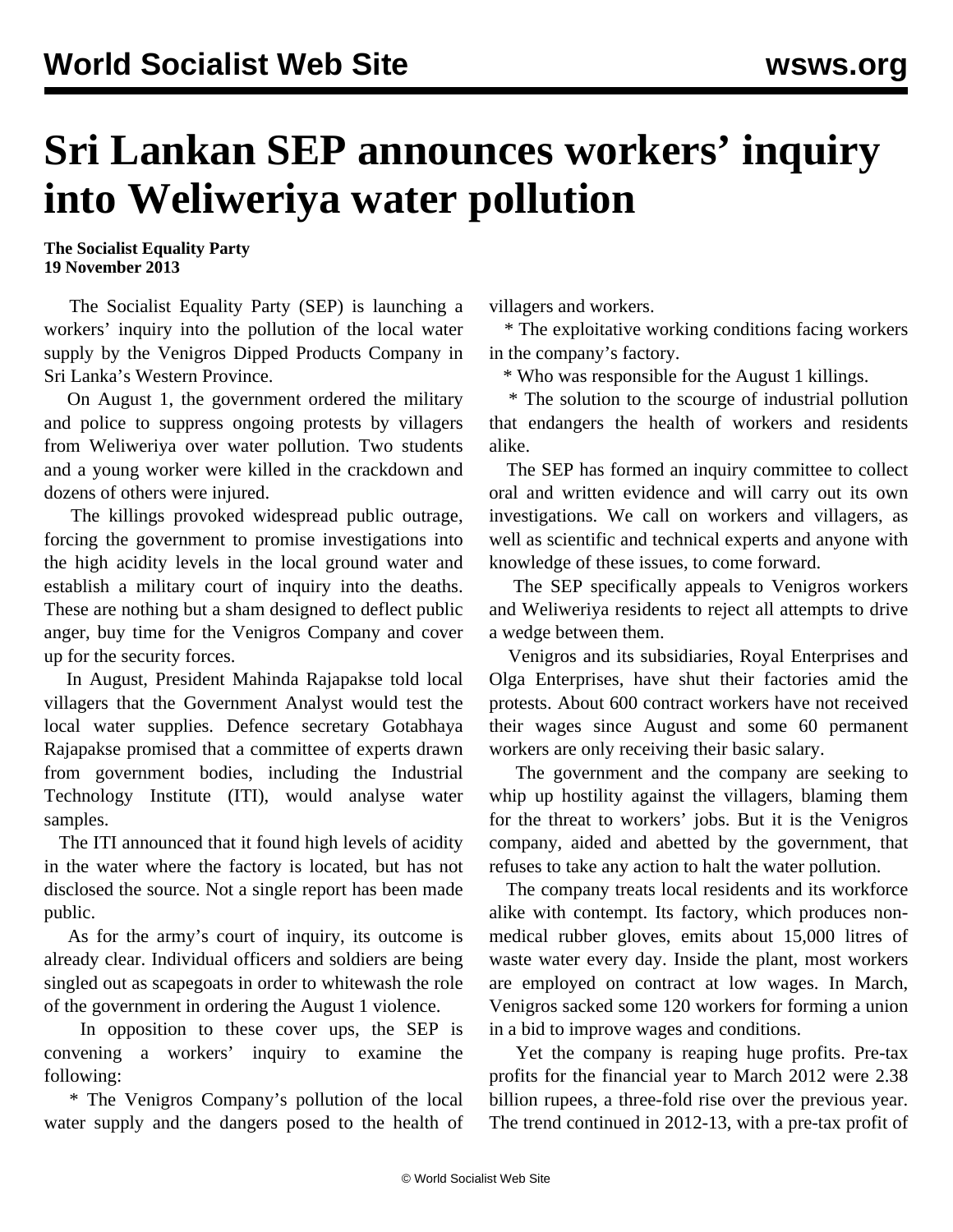# Sri Lankan SEP announces workers' inquiry into Weliweriya water pollution

**The Socialist Equality Party**
**19 November 2013**

The Socialist Equality Party (SEP) is launching a workers' inquiry into the pollution of the local water supply by the Venigros Dipped Products Company in Sri Lanka's Western Province.

On August 1, the government ordered the military and police to suppress ongoing protests by villagers from Weliweriya over water pollution. Two students and a young worker were killed in the crackdown and dozens of others were injured.

The killings provoked widespread public outrage, forcing the government to promise investigations into the high acidity levels in the local ground water and establish a military court of inquiry into the deaths. These are nothing but a sham designed to deflect public anger, buy time for the Venigros Company and cover up for the security forces.

In August, President Mahinda Rajapakse told local villagers that the Government Analyst would test the local water supplies. Defence secretary Gotabhaya Rajapakse promised that a committee of experts drawn from government bodies, including the Industrial Technology Institute (ITI), would analyse water samples.

The ITI announced that it found high levels of acidity in the water where the factory is located, but has not disclosed the source. Not a single report has been made public.

As for the army's court of inquiry, its outcome is already clear. Individual officers and soldiers are being singled out as scapegoats in order to whitewash the role of the government in ordering the August 1 violence.

In opposition to these cover ups, the SEP is convening a workers' inquiry to examine the following:

* The Venigros Company's pollution of the local water supply and the dangers posed to the health of villagers and workers.
* The exploitative working conditions facing workers in the company's factory.
* Who was responsible for the August 1 killings.
* The solution to the scourge of industrial pollution that endangers the health of workers and residents alike.

The SEP has formed an inquiry committee to collect oral and written evidence and will carry out its own investigations. We call on workers and villagers, as well as scientific and technical experts and anyone with knowledge of these issues, to come forward.

The SEP specifically appeals to Venigros workers and Weliweriya residents to reject all attempts to drive a wedge between them.

Venigros and its subsidiaries, Royal Enterprises and Olga Enterprises, have shut their factories amid the protests. About 600 contract workers have not received their wages since August and some 60 permanent workers are only receiving their basic salary.

The government and the company are seeking to whip up hostility against the villagers, blaming them for the threat to workers' jobs. But it is the Venigros company, aided and abetted by the government, that refuses to take any action to halt the water pollution.

The company treats local residents and its workforce alike with contempt. Its factory, which produces non-medical rubber gloves, emits about 15,000 litres of waste water every day. Inside the plant, most workers are employed on contract at low wages. In March, Venigros sacked some 120 workers for forming a union in a bid to improve wages and conditions.

Yet the company is reaping huge profits. Pre-tax profits for the financial year to March 2012 were 2.38 billion rupees, a three-fold rise over the previous year. The trend continued in 2012-13, with a pre-tax profit of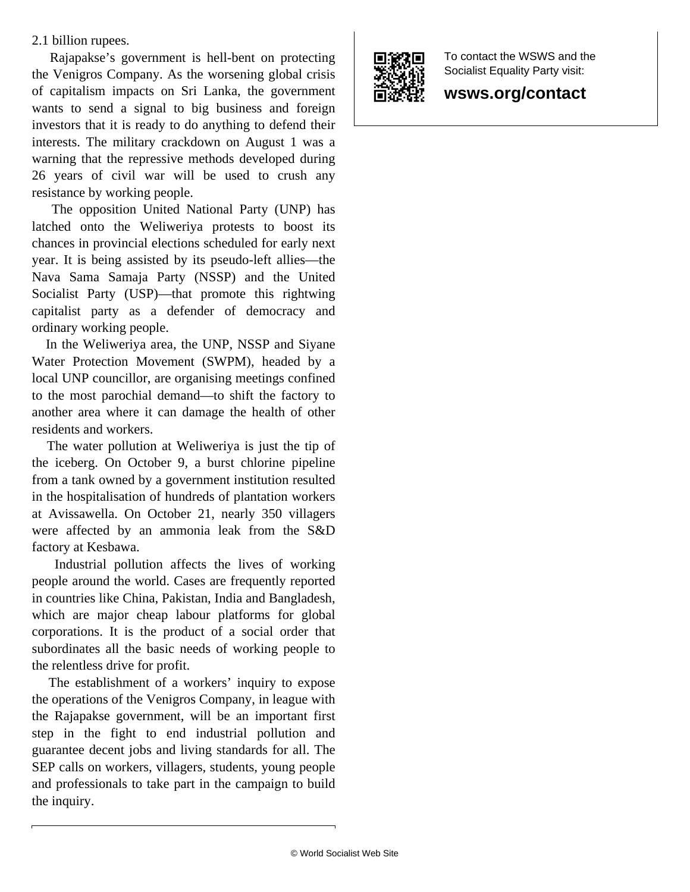2.1 billion rupees.

Rajapakse's government is hell-bent on protecting the Venigros Company. As the worsening global crisis of capitalism impacts on Sri Lanka, the government wants to send a signal to big business and foreign investors that it is ready to do anything to defend their interests. The military crackdown on August 1 was a warning that the repressive methods developed during 26 years of civil war will be used to crush any resistance by working people.

The opposition United National Party (UNP) has latched onto the Weliweriya protests to boost its chances in provincial elections scheduled for early next year. It is being assisted by its pseudo-left allies—the Nava Sama Samaja Party (NSSP) and the United Socialist Party (USP)—that promote this rightwing capitalist party as a defender of democracy and ordinary working people.

In the Weliweriya area, the UNP, NSSP and Siyane Water Protection Movement (SWPM), headed by a local UNP councillor, are organising meetings confined to the most parochial demand—to shift the factory to another area where it can damage the health of other residents and workers.

The water pollution at Weliweriya is just the tip of the iceberg. On October 9, a burst chlorine pipeline from a tank owned by a government institution resulted in the hospitalisation of hundreds of plantation workers at Avissawella. On October 21, nearly 350 villagers were affected by an ammonia leak from the S&D factory at Kesbawa.

Industrial pollution affects the lives of working people around the world. Cases are frequently reported in countries like China, Pakistan, India and Bangladesh, which are major cheap labour platforms for global corporations. It is the product of a social order that subordinates all the basic needs of working people to the relentless drive for profit.

The establishment of a workers' inquiry to expose the operations of the Venigros Company, in league with the Rajapakse government, will be an important first step in the fight to end industrial pollution and guarantee decent jobs and living standards for all. The SEP calls on workers, villagers, students, young people and professionals to take part in the campaign to build the inquiry.

To contact the WSWS and the Socialist Equality Party visit:

**wsws.org/contact**